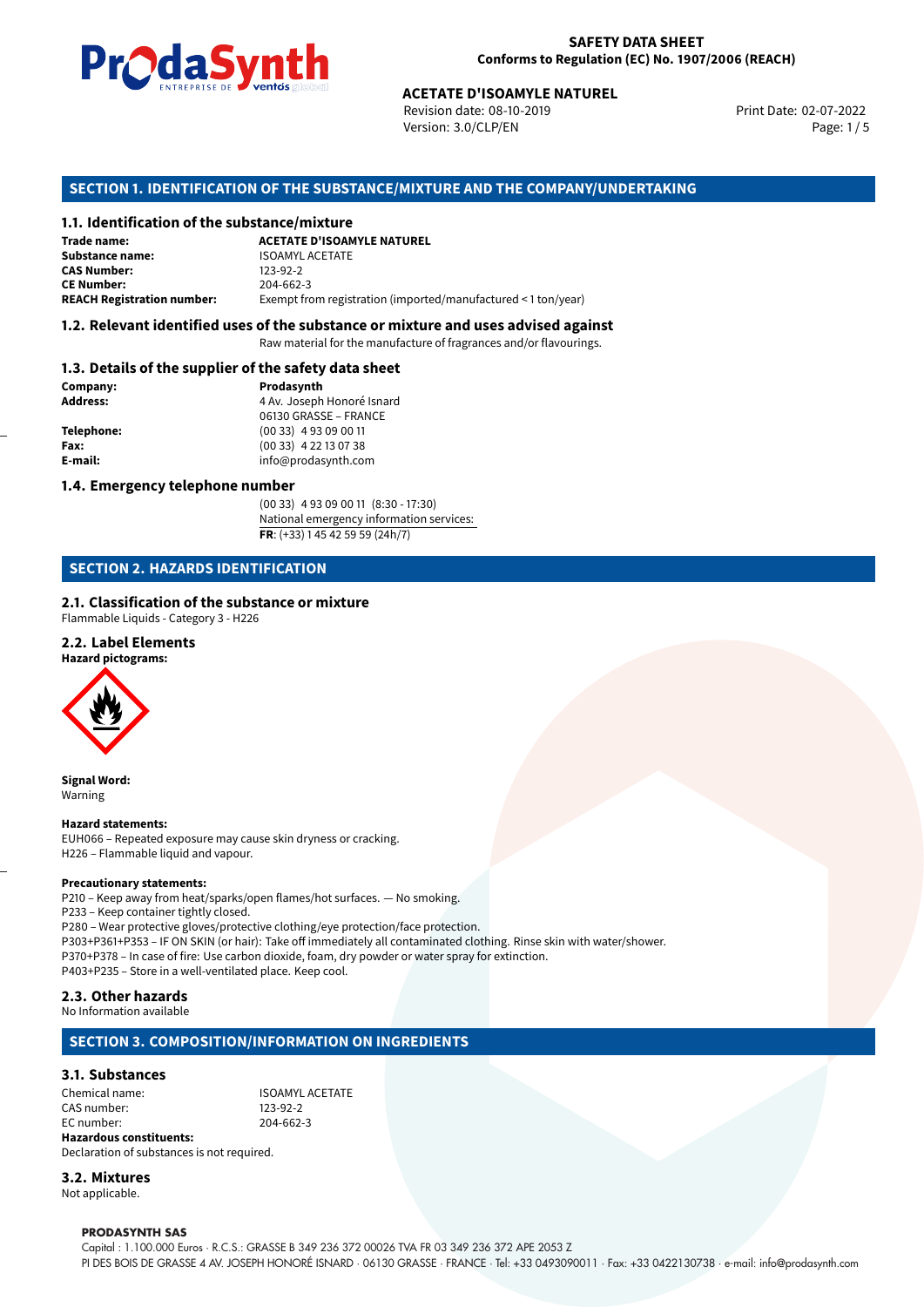**SAFETY DATA SHEET**
**Conforms to Regulation (EC) No. 1907/2006 (REACH)**

**ACETATE D'ISOAMYLE NATUREL**

Revision date: 08-10-2019
Version: 3.0/CLP/EN
Print Date: 02-07-2022

## SECTION 1. IDENTIFICATION OF THE SUBSTANCE/MIXTURE AND THE COMPANY/UNDERTAKING

### 1.1. Identification of the substance/mixture

**Trade name:** **ACETATE D'ISOAMYLE NATUREL**
**Substance name:** ISOAMYL ACETATE
**CAS Number:** 123-92-2
**CE Number:** 204-662-3
**REACH Registration number:** Exempt from registration (imported/manufactured < 1 ton/year)

### 1.2. Relevant identified uses of the substance or mixture and uses advised against

Raw material for the manufacture of fragrances and/or flavourings.

### 1.3. Details of the supplier of the safety data sheet

**Company:** **Prodasynth**
**Address:** 4 Av. Joseph Honoré Isnard
06130 GRASSE – FRANCE
**Telephone:** (00 33) 4 93 09 00 11
**Fax:** (00 33) 4 22 13 07 38
**E-mail:** info@prodasynth.com

### 1.4. Emergency telephone number

(00 33) 4 93 09 00 11 (8:30 - 17:30)
National emergency information services:
**FR**: (+33) 1 45 42 59 59 (24h/7)

## SECTION 2. HAZARDS IDENTIFICATION

### 2.1. Classification of the substance or mixture

Flammable Liquids - Category 3 - H226

### 2.2. Label Elements

**Hazard pictograms:**

**Signal Word:**
Warning

**Hazard statements:**
EUH066 – Repeated exposure may cause skin dryness or cracking.
H226 – Flammable liquid and vapour.

**Precautionary statements:**
P210 – Keep away from heat/sparks/open flames/hot surfaces. — No smoking.
P233 – Keep container tightly closed.
P280 – Wear protective gloves/protective clothing/eye protection/face protection.
P303+P361+P353 – IF ON SKIN (or hair): Take off immediately all contaminated clothing. Rinse skin with water/shower.
P370+P378 – In case of fire: Use carbon dioxide, foam, dry powder or water spray for extinction.
P403+P235 – Store in a well-ventilated place. Keep cool.

### 2.3. Other hazards

No Information available

## SECTION 3. COMPOSITION/INFORMATION ON INGREDIENTS

### 3.1. Substances

Chemical name: ISOAMYL ACETATE
CAS number: 123-92-2
EC number: 204-662-3
**Hazardous constituents:**
Declaration of substances is not required.

### 3.2. Mixtures

Not applicable.

**PRODASYNTH SAS**
Capital : 1.100.000 Euros · R.C.S.: GRASSE B 349 236 372 00026 TVA FR 03 349 236 372 APE 2053 Z
PI DES BOIS DE GRASSE 4 AV. JOSEPH HONORÉ ISNARD · 06130 GRASSE · FRANCE · Tel: +33 0493090011 · Fax: +33 0422130738 · e-mail: info@prodasynth.com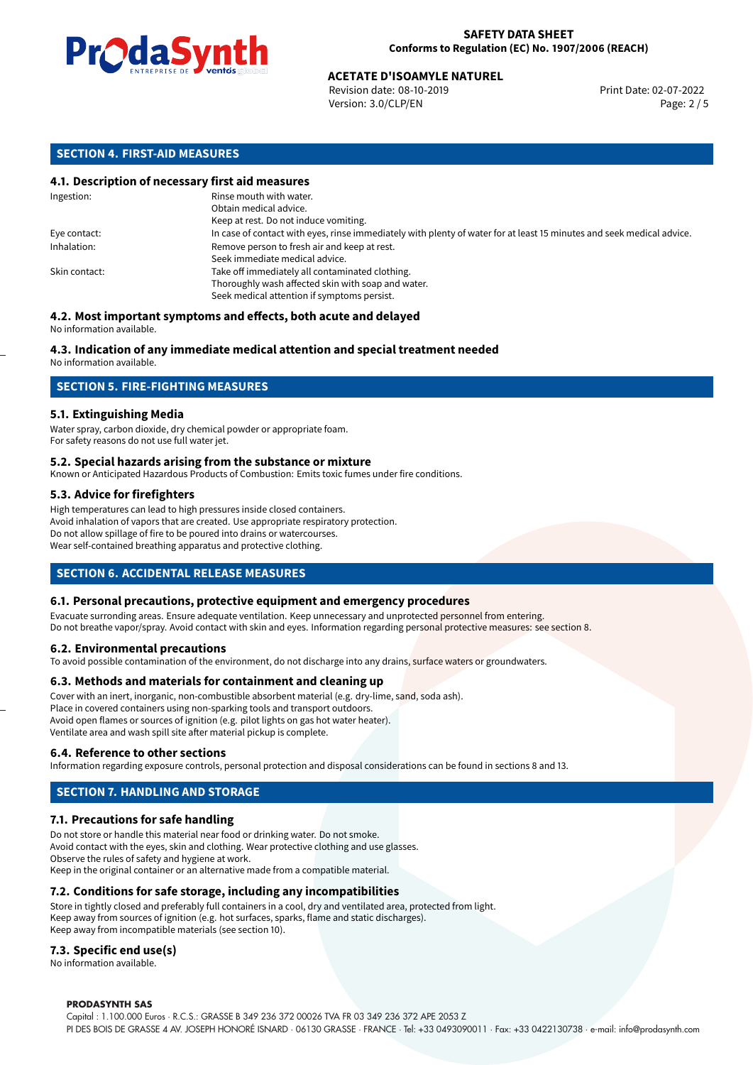## SECTION 4. FIRST-AID MEASURES

### 4.1. Description of necessary first aid measures

| | |
|---|---|
| Ingestion: | Rinse mouth with water.<br>Obtain medical advice.<br>Keep at rest. Do not induce vomiting. |
| Eye contact: | In case of contact with eyes, rinse immediately with plenty of water for at least 15 minutes and seek medical advice. |
| Inhalation: | Remove person to fresh air and keep at rest.<br>Seek immediate medical advice. |
| Skin contact: | Take off immediately all contaminated clothing.<br>Thoroughly wash affected skin with soap and water.<br>Seek medical attention if symptoms persist. |

### 4.2. Most important symptoms and effects, both acute and delayed

No information available.

### 4.3. Indication of any immediate medical attention and special treatment needed

No information available.

## SECTION 5. FIRE-FIGHTING MEASURES

### 5.1. Extinguishing Media

Water spray, carbon dioxide, dry chemical powder or appropriate foam.
For safety reasons do not use full water jet.

### 5.2. Special hazards arising from the substance or mixture

Known or Anticipated Hazardous Products of Combustion: Emits toxic fumes under fire conditions.

### 5.3. Advice for firefighters

High temperatures can lead to high pressures inside closed containers.
Avoid inhalation of vapors that are created. Use appropriate respiratory protection.
Do not allow spillage of fire to be poured into drains or watercourses.
Wear self-contained breathing apparatus and protective clothing.

## SECTION 6. ACCIDENTAL RELEASE MEASURES

### 6.1. Personal precautions, protective equipment and emergency procedures

Evacuate surronding areas. Ensure adequate ventilation. Keep unnecessary and unprotected personnel from entering.
Do not breathe vapor/spray. Avoid contact with skin and eyes. Information regarding personal protective measures: see section 8.

### 6.2. Environmental precautions

To avoid possible contamination of the environment, do not discharge into any drains, surface waters or groundwaters.

### 6.3. Methods and materials for containment and cleaning up

Cover with an inert, inorganic, non-combustible absorbent material (e.g. dry-lime, sand, soda ash).
Place in covered containers using non-sparking tools and transport outdoors.
Avoid open flames or sources of ignition (e.g. pilot lights on gas hot water heater).
Ventilate area and wash spill site after material pickup is complete.

### 6.4. Reference to other sections

Information regarding exposure controls, personal protection and disposal considerations can be found in sections 8 and 13.

## SECTION 7. HANDLING AND STORAGE

### 7.1. Precautions for safe handling

Do not store or handle this material near food or drinking water. Do not smoke.
Avoid contact with the eyes, skin and clothing. Wear protective clothing and use glasses.
Observe the rules of safety and hygiene at work.
Keep in the original container or an alternative made from a compatible material.

### 7.2. Conditions for safe storage, including any incompatibilities

Store in tightly closed and preferably full containers in a cool, dry and ventilated area, protected from light.
Keep away from sources of ignition (e.g. hot surfaces, sparks, flame and static discharges).
Keep away from incompatible materials (see section 10).

### 7.3. Specific end use(s)

No information available.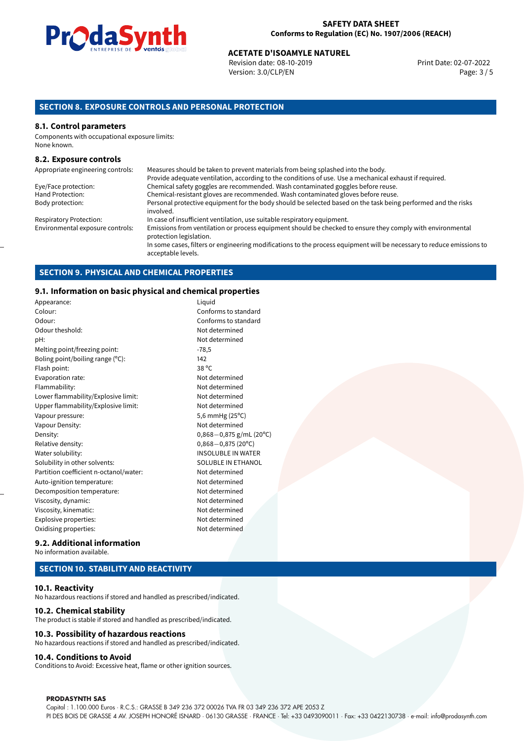## SECTION 8. EXPOSURE CONTROLS AND PERSONAL PROTECTION

### 8.1. Control parameters

Components with occupational exposure limits:
None known.

### 8.2. Exposure controls

| | |
|---|---|
| Appropriate engineering controls: | Measures should be taken to prevent materials from being splashed into the body. Provide adequate ventilation, according to the conditions of use. Use a mechanical exhaust if required. |
| Eye/Face protection: | Chemical safety goggles are recommended. Wash contaminated goggles before reuse. |
| Hand Protection: | Chemical-resistant gloves are recommended. Wash contaminated gloves before reuse. |
| Body protection: | Personal protective equipment for the body should be selected based on the task being performed and the risks involved. |
| Respiratory Protection: | In case of insufficient ventilation, use suitable respiratory equipment. |
| Environmental exposure controls: | Emissions from ventilation or process equipment should be checked to ensure they comply with environmental protection legislation. In some cases, filters or engineering modifications to the process equipment will be necessary to reduce emissions to acceptable levels. |

## SECTION 9. PHYSICAL AND CHEMICAL PROPERTIES

### 9.1. Information on basic physical and chemical properties

| | |
|---|---|
| Appearance: | Liquid |
| Colour: | Conforms to standard |
| Odour: | Conforms to standard |
| Odour theshold: | Not determined |
| pH: | Not determined |
| Melting point/freezing point: | -78,5 |
| Boling point/boiling range (°C): | 142 |
| Flash point: | 38 °C |
| Evaporation rate: | Not determined |
| Flammability: | Not determined |
| Lower flammability/Explosive limit: | Not determined |
| Upper flammability/Explosive limit: | Not determined |
| Vapour pressure: | 5,6 mmHg (25°C) |
| Vapour Density: | Not determined |
| Density: | 0,868−0,875 g/mL (20°C) |
| Relative density: | 0,868−0,875 (20°C) |
| Water solubility: | INSOLUBLE IN WATER |
| Solubility in other solvents: | SOLUBLE IN ETHANOL |
| Partition coefficient n-octanol/water: | Not determined |
| Auto-ignition temperature: | Not determined |
| Decomposition temperature: | Not determined |
| Viscosity, dynamic: | Not determined |
| Viscosity, kinematic: | Not determined |
| Explosive properties: | Not determined |
| Oxidising properties: | Not determined |

### 9.2. Additional information

No information available.

## SECTION 10. STABILITY AND REACTIVITY

### 10.1. Reactivity

No hazardous reactions if stored and handled as prescribed/indicated.

### 10.2. Chemical stability

The product is stable if stored and handled as prescribed/indicated.

### 10.3. Possibility of hazardous reactions

No hazardous reactions if stored and handled as prescribed/indicated.

### 10.4. Conditions to Avoid

Conditions to Avoid: Excessive heat, flame or other ignition sources.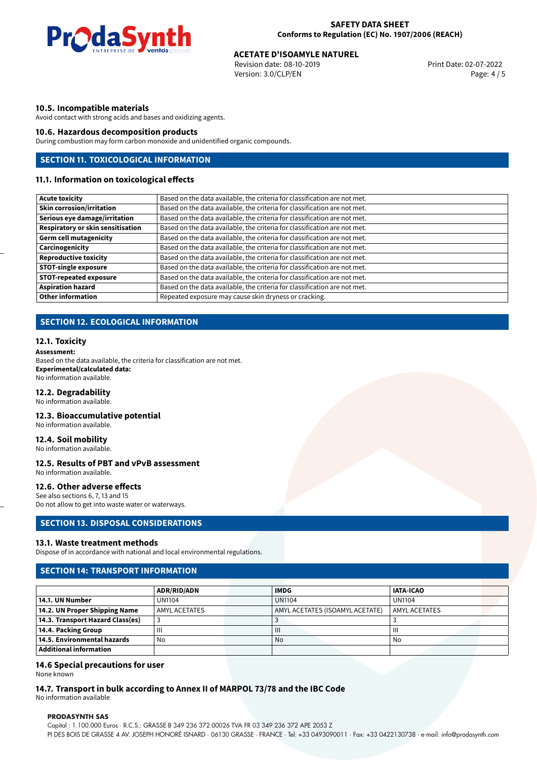### 10.5. Incompatible materials

Avoid contact with strong acids and bases and oxidizing agents.

### 10.6. Hazardous decomposition products

During combustion may form carbon monoxide and unidentified organic compounds.

## SECTION 11. TOXICOLOGICAL INFORMATION

### 11.1. Information on toxicological effects

| | |
|---|---|
| **Acute toxicity** | Based on the data available, the criteria for classification are not met. |
| **Skin corrosion/irritation** | Based on the data available, the criteria for classification are not met. |
| **Serious eye damage/irritation** | Based on the data available, the criteria for classification are not met. |
| **Respiratory or skin sensitisation** | Based on the data available, the criteria for classification are not met. |
| **Germ cell mutagenicity** | Based on the data available, the criteria for classification are not met. |
| **Carcinogenicity** | Based on the data available, the criteria for classification are not met. |
| **Reproductive toxicity** | Based on the data available, the criteria for classification are not met. |
| **STOT-single exposure** | Based on the data available, the criteria for classification are not met. |
| **STOT-repeated exposure** | Based on the data available, the criteria for classification are not met. |
| **Aspiration hazard** | Based on the data available, the criteria for classification are not met. |
| **Other information** | Repeated exposure may cause skin dryness or cracking. |

## SECTION 12. ECOLOGICAL INFORMATION

### 12.1. Toxicity

**Assessment:**
Based on the data available, the criteria for classification are not met.
**Experimental/calculated data:**
No information available.

### 12.2. Degradability

No information available.

### 12.3. Bioaccumulative potential

No information available.

### 12.4. Soil mobility

No information available.

### 12.5. Results of PBT and vPvB assessment

No information available.

### 12.6. Other adverse effects

See also sections 6, 7, 13 and 15
Do not allow to get into waste water or waterways.

## SECTION 13. DISPOSAL CONSIDERATIONS

### 13.1. Waste treatment methods

Dispose of in accordance with national and local environmental regulations.

## SECTION 14: TRANSPORT INFORMATION

| | ADR/RID/ADN | IMDG | IATA-ICAO |
|---|---|---|---|
| **14.1. UN Number** | UN1104 | UN1104 | UN1104 |
| **14.2. UN Proper Shipping Name** | AMYL ACETATES | AMYL ACETATES (ISOAMYL ACETATE) | AMYL ACETATES |
| **14.3. Transport Hazard Class(es)** | 3 | 3 | 3 |
| **14.4. Packing Group** | III | III | III |
| **14.5. Environmental hazards** | No | No | No |
| **Additional information** | | | |

### 14.6 Special precautions for user

None known

### 14.7. Transport in bulk according to Annex II of MARPOL 73/78 and the IBC Code

No information available

**PRODASYNTH SAS**
Capital : 1.100.000 Euros · R.C.S.: GRASSE B 349 236 372 00026 TVA FR 03 349 236 372 APE 2053 Z
PI DES BOIS DE GRASSE 4 AV. JOSEPH HONORÉ ISNARD · 06130 GRASSE · FRANCE · Tel: +33 0493090011 · Fax: +33 0422130738 · e-mail: info@prodasynth.com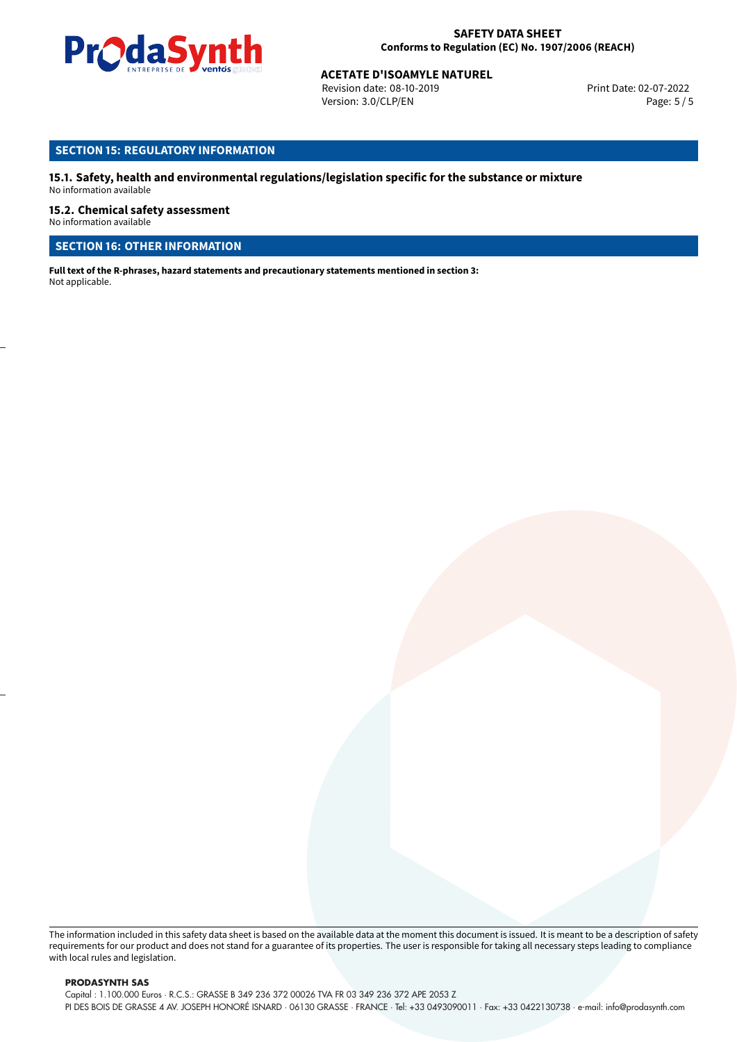## SECTION 15: REGULATORY INFORMATION

### 15.1. Safety, health and environmental regulations/legislation specific for the substance or mixture

No information available

### 15.2. Chemical safety assessment

No information available

## SECTION 16: OTHER INFORMATION

**Full text of the R-phrases, hazard statements and precautionary statements mentioned in section 3:**

Not applicable.

The information included in this safety data sheet is based on the available data at the moment this document is issued. It is meant to be a description of safety requirements for our product and does not stand for a guarantee of its properties. The user is responsible for taking all necessary steps leading to compliance with local rules and legislation.

**PRODASYNTH SAS**

Capital : 1.100.000 Euros · R.C.S.: GRASSE B 349 236 372 00026 TVA FR 03 349 236 372 APE 2053 Z

PI DES BOIS DE GRASSE 4 AV. JOSEPH HONORÉ ISNARD · 06130 GRASSE · FRANCE · Tel: +33 0493090011 · Fax: +33 0422130738 · e-mail: info@prodasynth.com